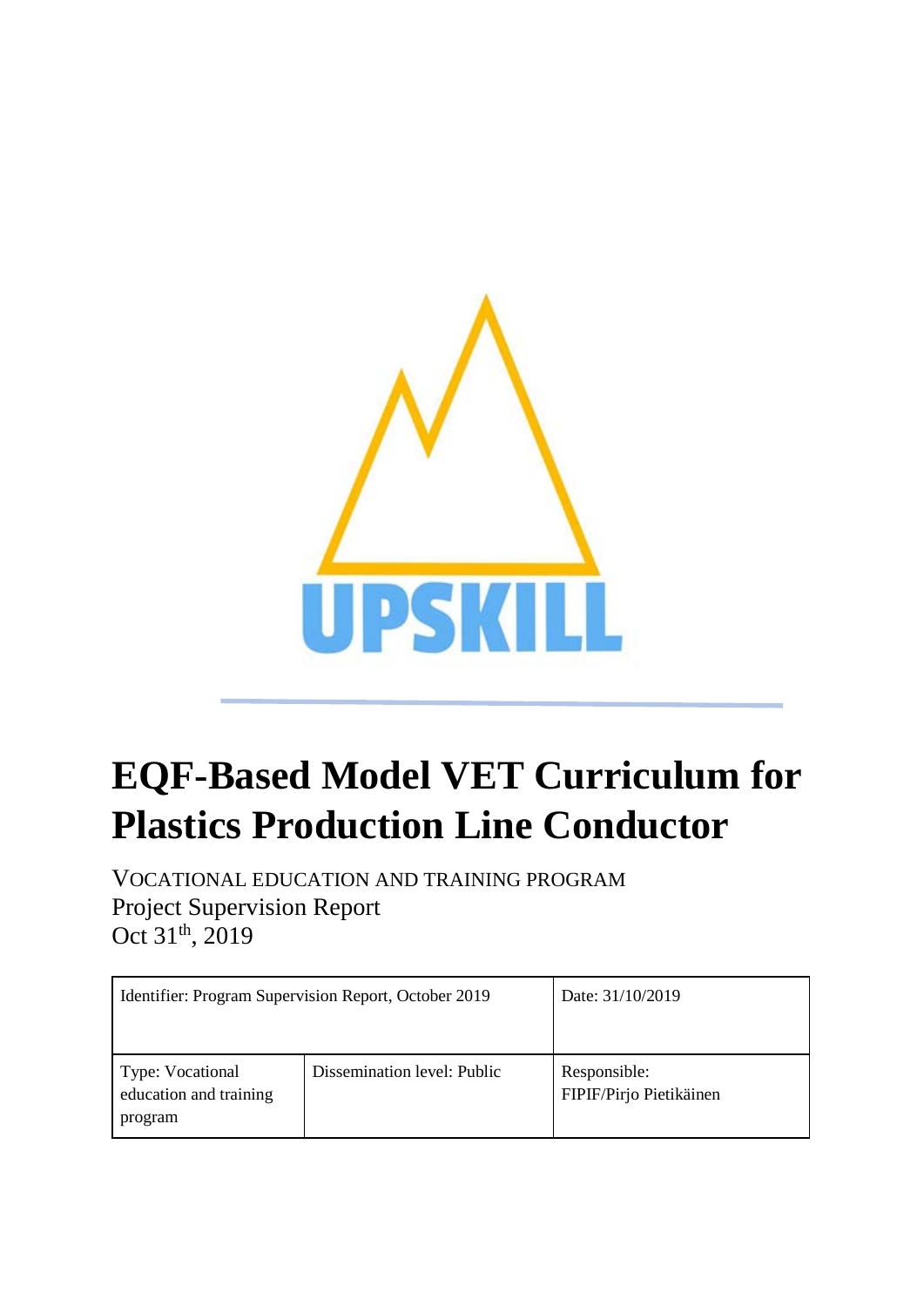UPSKILL

# EQF-Based Model VET Curriculum for Plastics Production Line Conductor

VOCATIONAL EDUCATION AND TRAINING PROGRAM
Project Supervision Report
Oct 31th, 2019

| Identifier: Program Supervision Report, October 2019 | | Date: 31/10/2019 |
|---|---|---|
| Type: Vocational education and training program | Dissemination level: Public | Responsible: FIPIF/Pirjo Pietikäinen |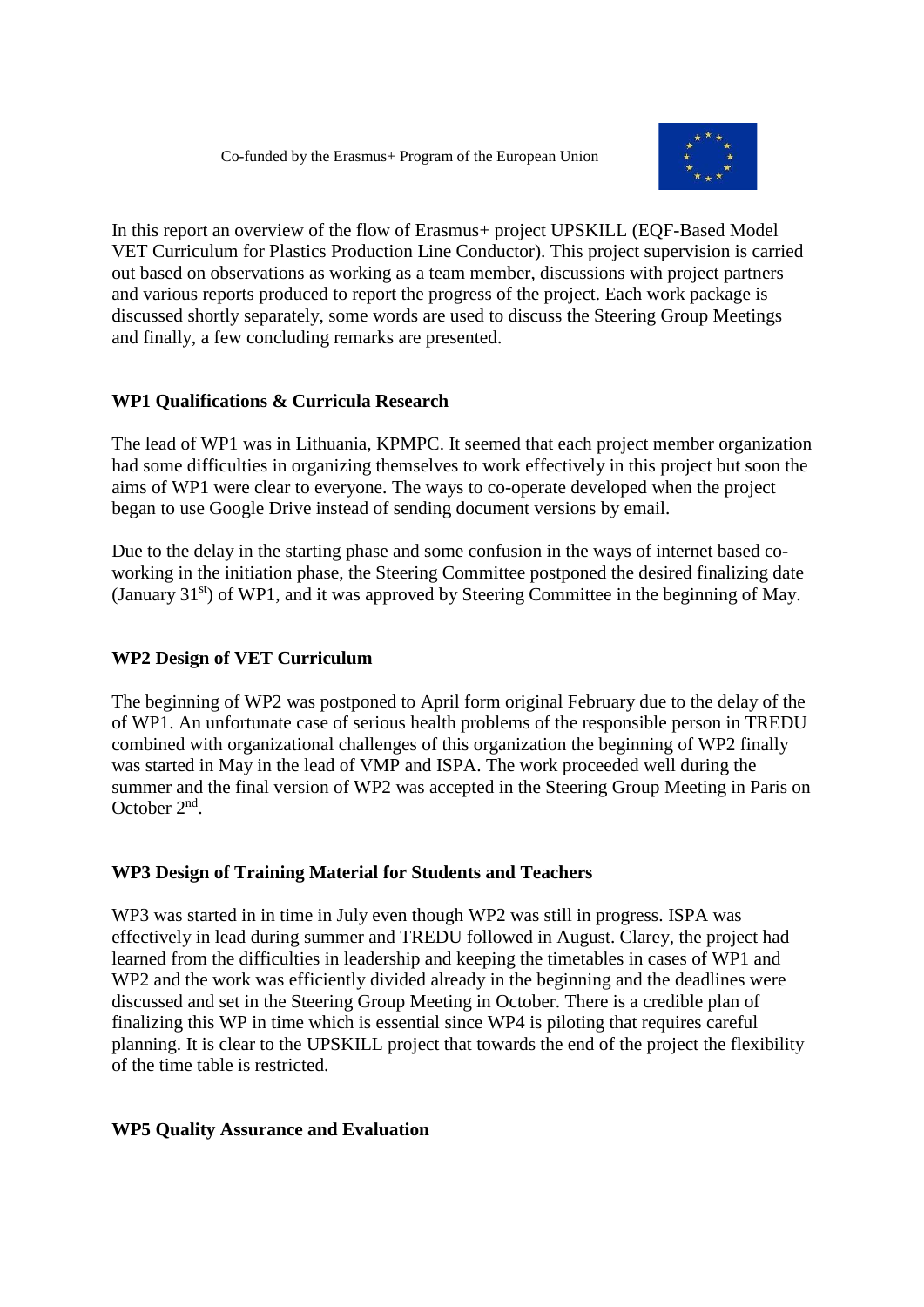In this report an overview of the flow of Erasmus+ project UPSKILL (EQF-Based Model VET Curriculum for Plastics Production Line Conductor). This project supervision is carried out based on observations as working as a team member, discussions with project partners and various reports produced to report the progress of the project. Each work package is discussed shortly separately, some words are used to discuss the Steering Group Meetings and finally, a few concluding remarks are presented.

**WP1 Qualifications & Curricula Research**

The lead of WP1 was in Lithuania, KPMPC. It seemed that each project member organization had some difficulties in organizing themselves to work effectively in this project but soon the aims of WP1 were clear to everyone. The ways to co-operate developed when the project began to use Google Drive instead of sending document versions by email.

Due to the delay in the starting phase and some confusion in the ways of internet based co-working in the initiation phase, the Steering Committee postponed the desired finalizing date (January 31st) of WP1, and it was approved by Steering Committee in the beginning of May.

**WP2 Design of VET Curriculum**

The beginning of WP2 was postponed to April form original February due to the delay of the of WP1. An unfortunate case of serious health problems of the responsible person in TREDU combined with organizational challenges of this organization the beginning of WP2 finally was started in May in the lead of VMP and ISPA. The work proceeded well during the summer and the final version of WP2 was accepted in the Steering Group Meeting in Paris on October 2nd.

**WP3 Design of Training Material for Students and Teachers**

WP3 was started in in time in July even though WP2 was still in progress. ISPA was effectively in lead during summer and TREDU followed in August. Clarey, the project had learned from the difficulties in leadership and keeping the timetables in cases of WP1 and WP2 and the work was efficiently divided already in the beginning and the deadlines were discussed and set in the Steering Group Meeting in October. There is a credible plan of finalizing this WP in time which is essential since WP4 is piloting that requires careful planning. It is clear to the UPSKILL project that towards the end of the project the flexibility of the time table is restricted.

**WP5 Quality Assurance and Evaluation**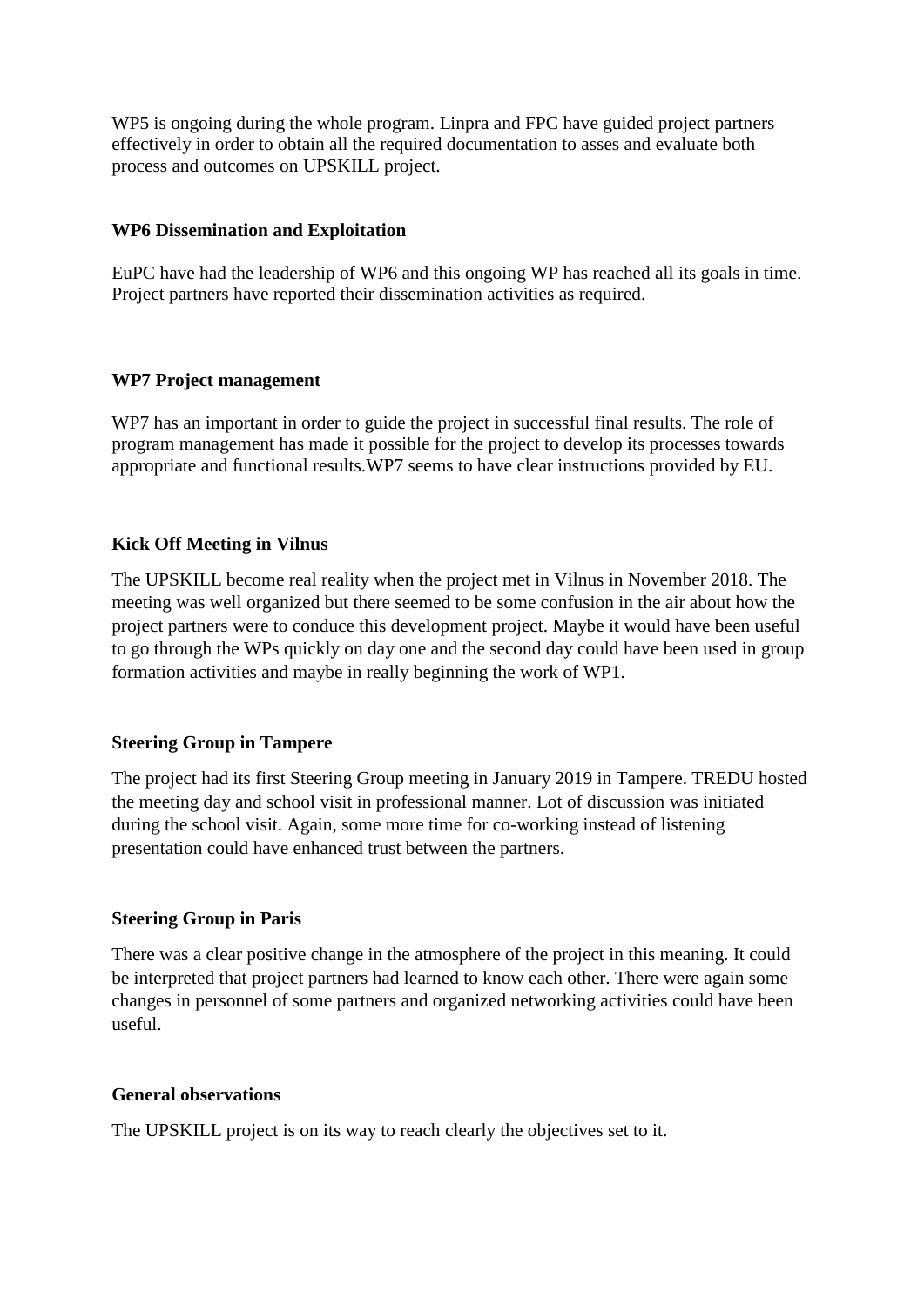WP5 is ongoing during the whole program. Linpra and FPC have guided project partners effectively in order to obtain all the required documentation to asses and evaluate both process and outcomes on UPSKILL project.

**WP6 Dissemination and Exploitation**

EuPC have had the leadership of WP6 and this ongoing WP has reached all its goals in time. Project partners have reported their dissemination activities as required.

**WP7 Project management**

WP7 has an important in order to guide the project in successful final results. The role of program management has made it possible for the project to develop its processes towards appropriate and functional results.WP7 seems to have clear instructions provided by EU.

**Kick Off Meeting in Vilnus**

The UPSKILL become real reality when the project met in Vilnus in November 2018. The meeting was well organized but there seemed to be some confusion in the air about how the project partners were to conduce this development project. Maybe it would have been useful to go through the WPs quickly on day one and the second day could have been used in group formation activities and maybe in really beginning the work of WP1.

**Steering Group in Tampere**

The project had its first Steering Group meeting in January 2019 in Tampere. TREDU hosted the meeting day and school visit in professional manner. Lot of discussion was initiated during the school visit. Again, some more time for co-working instead of listening presentation could have enhanced trust between the partners.

**Steering Group in Paris**

There was a clear positive change in the atmosphere of the project in this meaning. It could be interpreted that project partners had learned to know each other. There were again some changes in personnel of some partners and organized networking activities could have been useful.

**General observations**

The UPSKILL project is on its way to reach clearly the objectives set to it.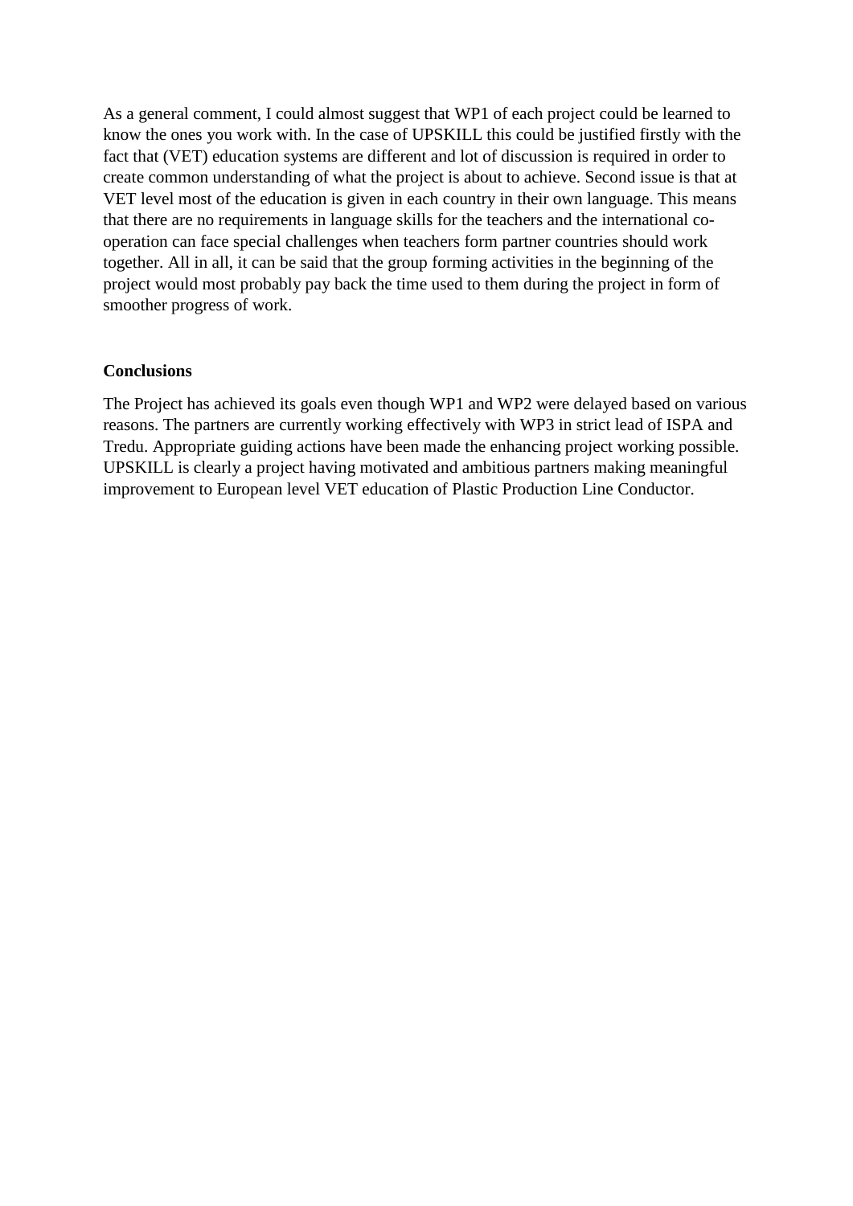As a general comment, I could almost suggest that WP1 of each project could be learned to know the ones you work with. In the case of UPSKILL this could be justified firstly with the fact that (VET) education systems are different and lot of discussion is required in order to create common understanding of what the project is about to achieve. Second issue is that at VET level most of the education is given in each country in their own language. This means that there are no requirements in language skills for the teachers and the international co-operation can face special challenges when teachers form partner countries should work together. All in all, it can be said that the group forming activities in the beginning of the project would most probably pay back the time used to them during the project in form of smoother progress of work.

**Conclusions**

The Project has achieved its goals even though WP1 and WP2 were delayed based on various reasons. The partners are currently working effectively with WP3 in strict lead of ISPA and Tredu. Appropriate guiding actions have been made the enhancing project working possible. UPSKILL is clearly a project having motivated and ambitious partners making meaningful improvement to European level VET education of Plastic Production Line Conductor.